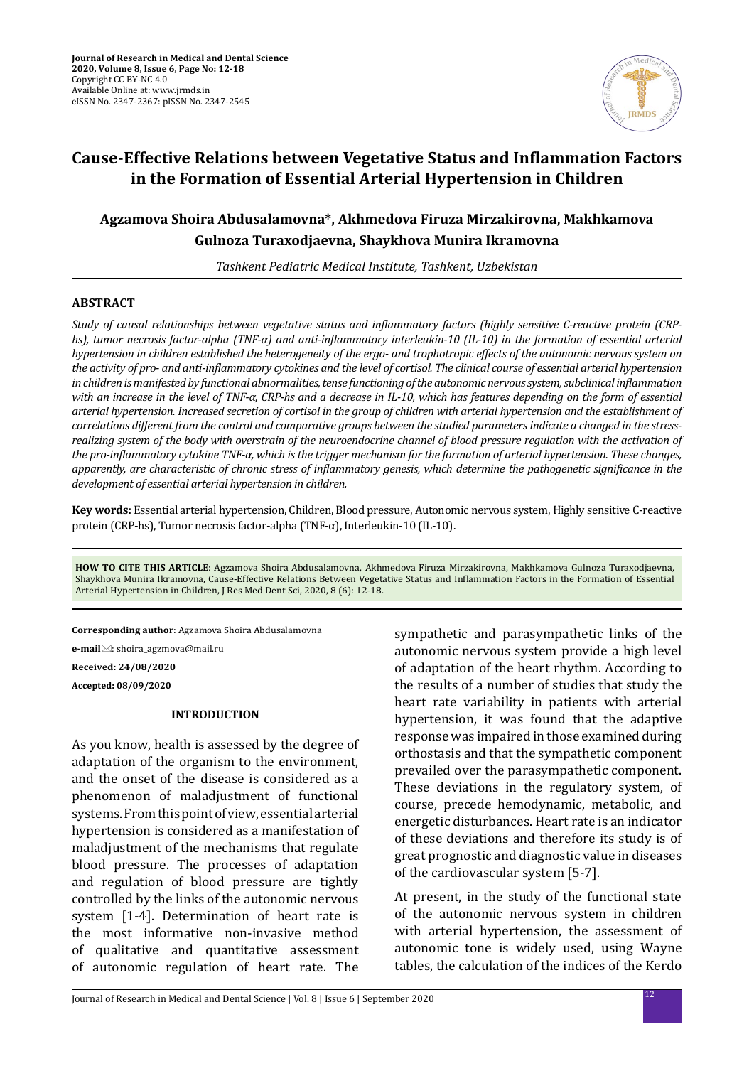# Cause-Effective Relations between Vegetative Status and Inflammation Factors in the Formation of Essential Arterial Hypertension in Children

**Agzamova Shoira Abdusalamovna\*, Akhmedova Firuza Mirzakirovna, Makhkamova Gulnoza Turaxodjaevna, Shaykhova Munira Ikramovna**

*Tashkent Pediatric Medical Institute, Tashkent, Uzbekistan*

## ABSTRACT

*Study of causal relationships between vegetative status and inflammatory factors (highly sensitive C-reactive protein (CRP-hs), tumor necrosis factor-alpha (TNF-α) and anti-inflammatory interleukin-10 (IL-10) in the formation of essential arterial hypertension in children established the heterogeneity of the ergo- and trophotropic effects of the autonomic nervous system on the activity of pro- and anti-inflammatory cytokines and the level of cortisol. The clinical course of essential arterial hypertension in children is manifested by functional abnormalities, tense functioning of the autonomic nervous system, subclinical inflammation with an increase in the level of TNF-α, CRP-hs and a decrease in IL-10, which has features depending on the form of essential arterial hypertension. Increased secretion of cortisol in the group of children with arterial hypertension and the establishment of correlations different from the control and comparative groups between the studied parameters indicate a changed in the stress-realizing system of the body with overstrain of the neuroendocrine channel of blood pressure regulation with the activation of the pro-inflammatory cytokine TNF-α, which is the trigger mechanism for the formation of arterial hypertension. These changes, apparently, are characteristic of chronic stress of inflammatory genesis, which determine the pathogenetic significance in the development of essential arterial hypertension in children.*

**Key words:** Essential arterial hypertension, Children, Blood pressure, Autonomic nervous system, Highly sensitive C-reactive protein (CRP-hs), Tumor necrosis factor-alpha (TNF-α), Interleukin-10 (IL-10).

**HOW TO CITE THIS ARTICLE**: Agzamova Shoira Abdusalamovna, Akhmedova Firuza Mirzakirovna, Makhkamova Gulnoza Turaxodjaevna, Shaykhova Munira Ikramovna, Cause-Effective Relations Between Vegetative Status and Inflammation Factors in the Formation of Essential Arterial Hypertension in Children, J Res Med Dent Sci, 2020, 8 (6): 12-18.

**Corresponding author**: Agzamova Shoira Abdusalamovna

**e-mail**: shoira_agzmova@mail.ru

**Received: 24/08/2020**

**Accepted: 08/09/2020**

## INTRODUCTION

As you know, health is assessed by the degree of adaptation of the organism to the environment, and the onset of the disease is considered as a phenomenon of maladjustment of functional systems. From this point of view, essential arterial hypertension is considered as a manifestation of maladjustment of the mechanisms that regulate blood pressure. The processes of adaptation and regulation of blood pressure are tightly controlled by the links of the autonomic nervous system [1-4]. Determination of heart rate is the most informative non-invasive method of qualitative and quantitative assessment of autonomic regulation of heart rate. The sympathetic and parasympathetic links of the autonomic nervous system provide a high level of adaptation of the heart rhythm. According to the results of a number of studies that study the heart rate variability in patients with arterial hypertension, it was found that the adaptive response was impaired in those examined during orthostasis and that the sympathetic component prevailed over the parasympathetic component. These deviations in the regulatory system, of course, precede hemodynamic, metabolic, and energetic disturbances. Heart rate is an indicator of these deviations and therefore its study is of great prognostic and diagnostic value in diseases of the cardiovascular system [5-7].

At present, in the study of the functional state of the autonomic nervous system in children with arterial hypertension, the assessment of autonomic tone is widely used, using Wayne tables, the calculation of the indices of the Kerdo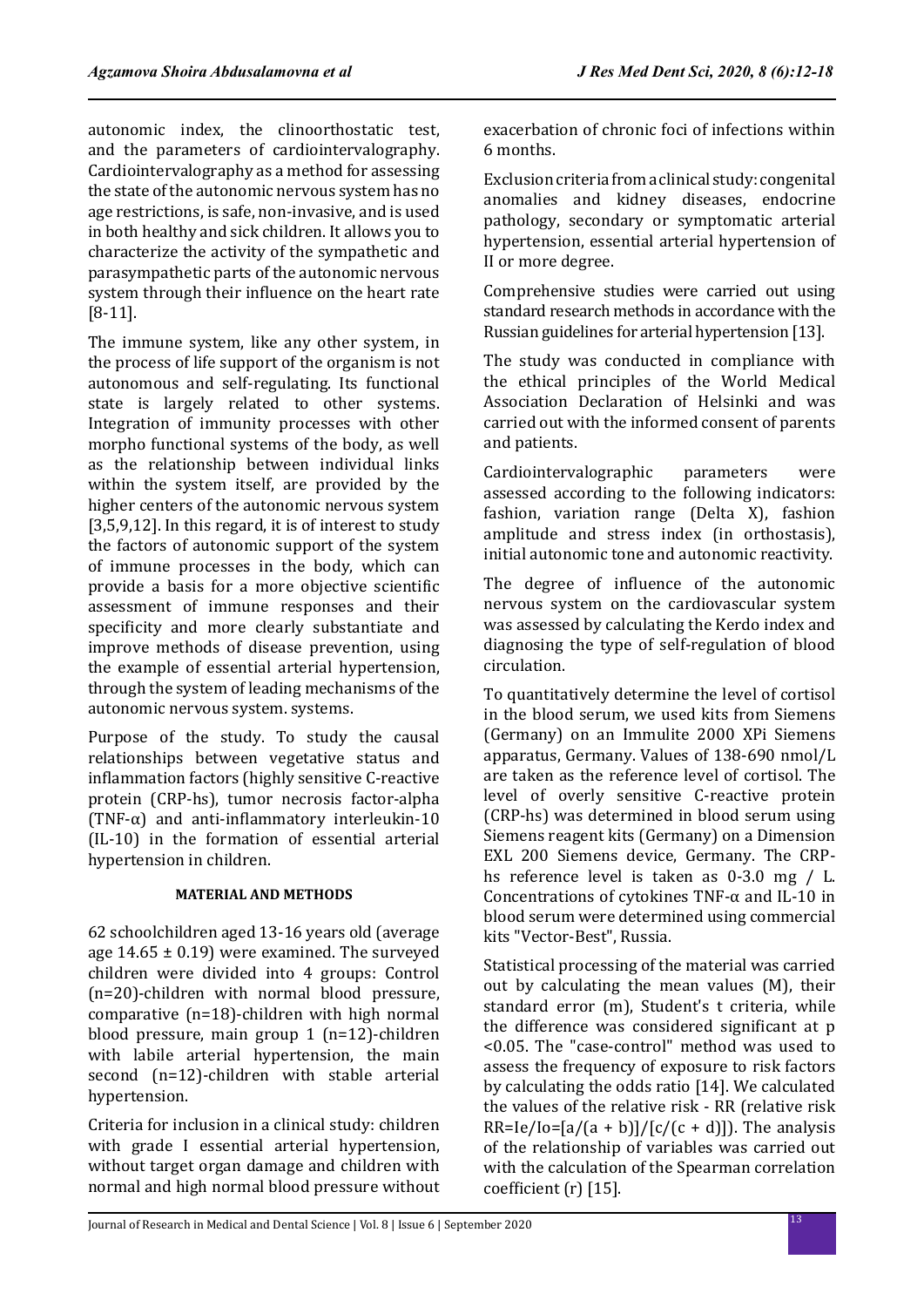autonomic index, the clinoorthostatic test, and the parameters of cardiointervalography. Cardiointervalography as a method for assessing the state of the autonomic nervous system has no age restrictions, is safe, non-invasive, and is used in both healthy and sick children. It allows you to characterize the activity of the sympathetic and parasympathetic parts of the autonomic nervous system through their influence on the heart rate [8-11].

The immune system, like any other system, in the process of life support of the organism is not autonomous and self-regulating. Its functional state is largely related to other systems. Integration of immunity processes with other morpho functional systems of the body, as well as the relationship between individual links within the system itself, are provided by the higher centers of the autonomic nervous system [3,5,9,12]. In this regard, it is of interest to study the factors of autonomic support of the system of immune processes in the body, which can provide a basis for a more objective scientific assessment of immune responses and their specificity and more clearly substantiate and improve methods of disease prevention, using the example of essential arterial hypertension, through the system of leading mechanisms of the autonomic nervous system. systems.

Purpose of the study. To study the causal relationships between vegetative status and inflammation factors (highly sensitive C-reactive protein (CRP-hs), tumor necrosis factor-alpha (TNF-α) and anti-inflammatory interleukin-10 (IL-10) in the formation of essential arterial hypertension in children.

## MATERIAL AND METHODS

62 schoolchildren aged 13-16 years old (average age 14.65 ± 0.19) were examined. The surveyed children were divided into 4 groups: Control (n=20)-children with normal blood pressure, comparative (n=18)-children with high normal blood pressure, main group 1 (n=12)-children with labile arterial hypertension, the main second (n=12)-children with stable arterial hypertension.

Criteria for inclusion in a clinical study: children with grade I essential arterial hypertension, without target organ damage and children with normal and high normal blood pressure without exacerbation of chronic foci of infections within 6 months.

Exclusion criteria from a clinical study: congenital anomalies and kidney diseases, endocrine pathology, secondary or symptomatic arterial hypertension, essential arterial hypertension of II or more degree.

Comprehensive studies were carried out using standard research methods in accordance with the Russian guidelines for arterial hypertension [13].

The study was conducted in compliance with the ethical principles of the World Medical Association Declaration of Helsinki and was carried out with the informed consent of parents and patients.

Cardiointervalographic parameters were assessed according to the following indicators: fashion, variation range (Delta X), fashion amplitude and stress index (in orthostasis), initial autonomic tone and autonomic reactivity.

The degree of influence of the autonomic nervous system on the cardiovascular system was assessed by calculating the Kerdo index and diagnosing the type of self-regulation of blood circulation.

To quantitatively determine the level of cortisol in the blood serum, we used kits from Siemens (Germany) on an Immulite 2000 XPi Siemens apparatus, Germany. Values of 138-690 nmol/L are taken as the reference level of cortisol. The level of overly sensitive C-reactive protein (CRP-hs) was determined in blood serum using Siemens reagent kits (Germany) on a Dimension EXL 200 Siemens device, Germany. The CRP-hs reference level is taken as 0-3.0 mg / L. Concentrations of cytokines TNF-α and IL-10 in blood serum were determined using commercial kits "Vector-Best", Russia.

Statistical processing of the material was carried out by calculating the mean values (M), their standard error (m), Student's t criteria, while the difference was considered significant at $p < 0.05$. The "case-control" method was used to assess the frequency of exposure to risk factors by calculating the odds ratio [14]. We calculated the values of the relative risk - RR (relative risk $RR = Ie/Io = [a/(a + b)]/[c/(c + d)]$). The analysis of the relationship of variables was carried out with the calculation of the Spearman correlation coefficient (r) [15].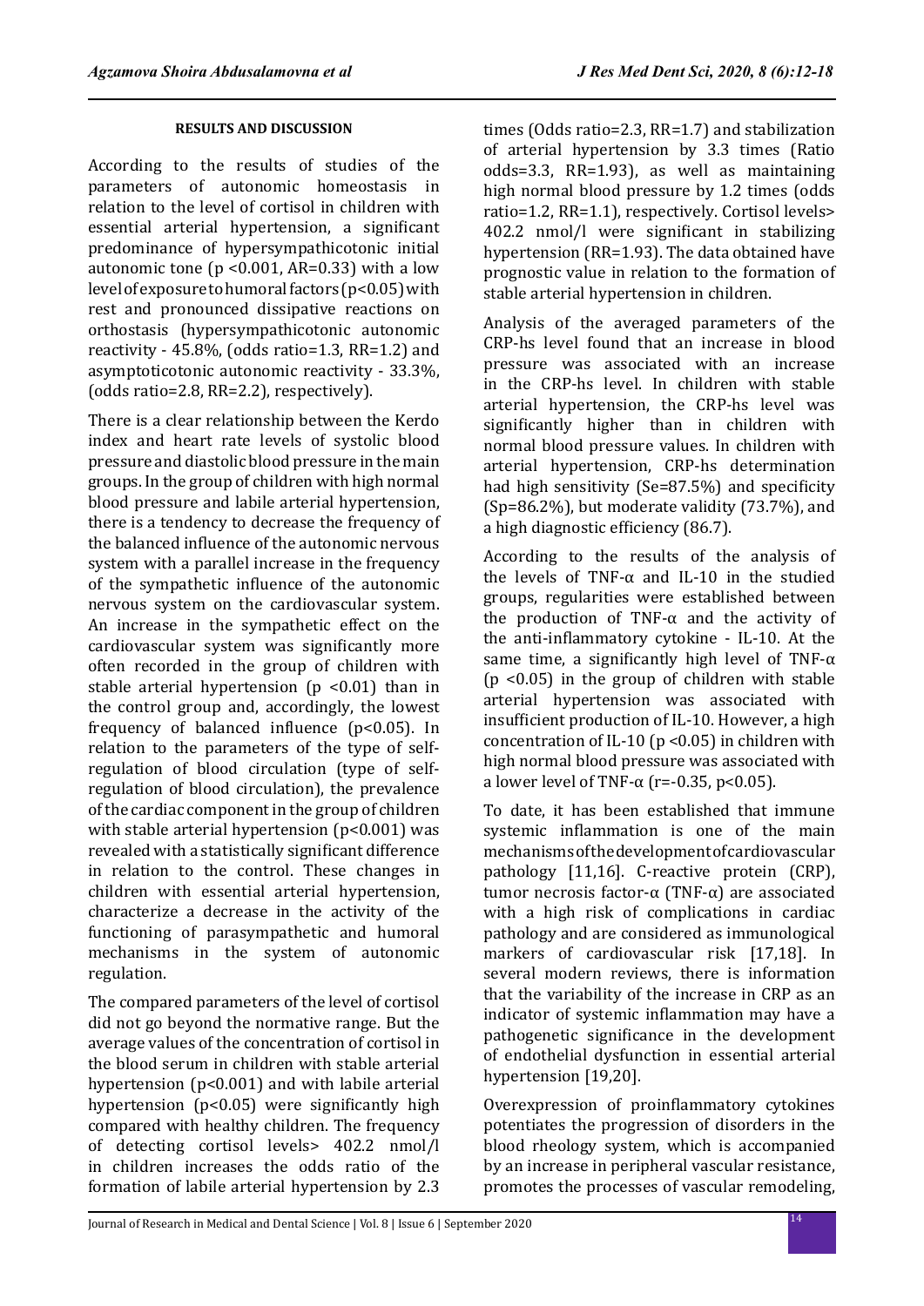## RESULTS AND DISCUSSION

According to the results of studies of the parameters of autonomic homeostasis in relation to the level of cortisol in children with essential arterial hypertension, a significant predominance of hypersympathicotonic initial autonomic tone ($p < 0.001$, AR=0.33) with a low level of exposure to humoral factors ($p<0.05$) with rest and pronounced dissipative reactions on orthostasis (hypersympathicotonic autonomic reactivity - 45.8%, (odds ratio=1.3, RR=1.2) and asymptoticotonic autonomic reactivity - 33.3%, (odds ratio=2.8, RR=2.2), respectively).

There is a clear relationship between the Kerdo index and heart rate levels of systolic blood pressure and diastolic blood pressure in the main groups. In the group of children with high normal blood pressure and labile arterial hypertension, there is a tendency to decrease the frequency of the balanced influence of the autonomic nervous system with a parallel increase in the frequency of the sympathetic influence of the autonomic nervous system on the cardiovascular system. An increase in the sympathetic effect on the cardiovascular system was significantly more often recorded in the group of children with stable arterial hypertension ($p < 0.01$) than in the control group and, accordingly, the lowest frequency of balanced influence ($p<0.05$). In relation to the parameters of the type of self-regulation of blood circulation (type of self-regulation of blood circulation), the prevalence of the cardiac component in the group of children with stable arterial hypertension ($p<0.001$) was revealed with a statistically significant difference in relation to the control. These changes in children with essential arterial hypertension, characterize a decrease in the activity of the functioning of parasympathetic and humoral mechanisms in the system of autonomic regulation.

The compared parameters of the level of cortisol did not go beyond the normative range. But the average values of the concentration of cortisol in the blood serum in children with stable arterial hypertension ($p<0.001$) and with labile arterial hypertension ($p<0.05$) were significantly high compared with healthy children. The frequency of detecting cortisol levels> 402.2 nmol/l in children increases the odds ratio of the formation of labile arterial hypertension by 2.3 times (Odds ratio=2.3, RR=1.7) and stabilization of arterial hypertension by 3.3 times (Ratio odds=3.3, RR=1.93), as well as maintaining high normal blood pressure by 1.2 times (odds ratio=1.2, RR=1.1), respectively. Cortisol levels> 402.2 nmol/l were significant in stabilizing hypertension (RR=1.93). The data obtained have prognostic value in relation to the formation of stable arterial hypertension in children.

Analysis of the averaged parameters of the CRP-hs level found that an increase in blood pressure was associated with an increase in the CRP-hs level. In children with stable arterial hypertension, the CRP-hs level was significantly higher than in children with normal blood pressure values. In children with arterial hypertension, CRP-hs determination had high sensitivity (Se=87.5%) and specificity (Sp=86.2%), but moderate validity (73.7%), and a high diagnostic efficiency (86.7).

According to the results of the analysis of the levels of TNF-α and IL-10 in the studied groups, regularities were established between the production of TNF-α and the activity of the anti-inflammatory cytokine - IL-10. At the same time, a significantly high level of TNF-α ($p < 0.05$) in the group of children with stable arterial hypertension was associated with insufficient production of IL-10. However, a high concentration of IL-10 ($p < 0.05$) in children with high normal blood pressure was associated with a lower level of TNF-α ($r=-0.35$, $p<0.05$).

To date, it has been established that immune systemic inflammation is one of the main mechanisms of the development of cardiovascular pathology [11,16]. C-reactive protein (CRP), tumor necrosis factor-α (TNF-α) are associated with a high risk of complications in cardiac pathology and are considered as immunological markers of cardiovascular risk [17,18]. In several modern reviews, there is information that the variability of the increase in CRP as an indicator of systemic inflammation may have a pathogenetic significance in the development of endothelial dysfunction in essential arterial hypertension [19,20].

Overexpression of proinflammatory cytokines potentiates the progression of disorders in the blood rheology system, which is accompanied by an increase in peripheral vascular resistance, promotes the processes of vascular remodeling,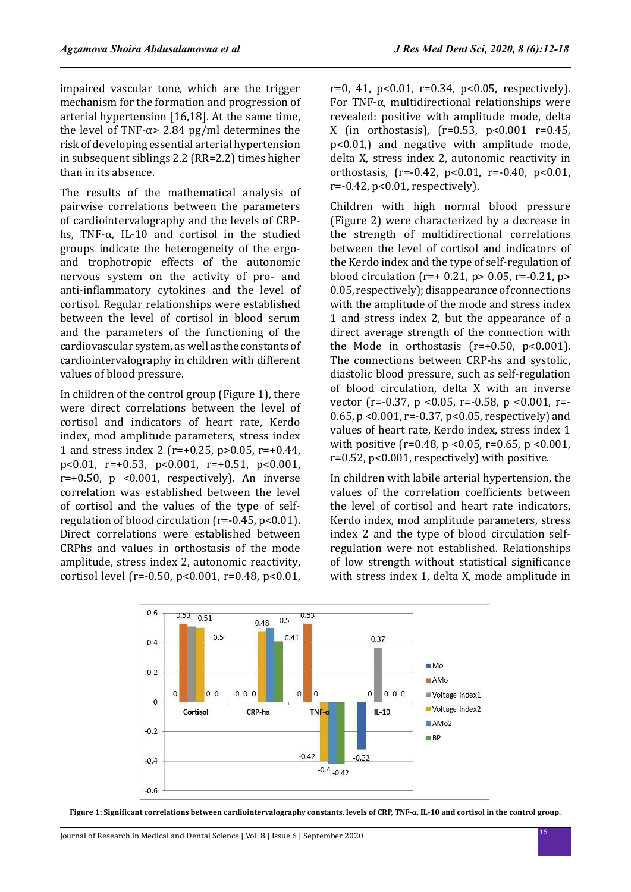impaired vascular tone, which are the trigger mechanism for the formation and progression of arterial hypertension [16,18]. At the same time, the level of TNF-α> 2.84 pg/ml determines the risk of developing essential arterial hypertension in subsequent siblings 2.2 (RR=2.2) times higher than in its absence.

The results of the mathematical analysis of pairwise correlations between the parameters of cardiointervalography and the levels of CRP-hs, TNF-α, IL-10 and cortisol in the studied groups indicate the heterogeneity of the ergo- and trophotropic effects of the autonomic nervous system on the activity of pro- and anti-inflammatory cytokines and the level of cortisol. Regular relationships were established between the level of cortisol in blood serum and the parameters of the functioning of the cardiovascular system, as well as the constants of cardiointervalography in children with different values of blood pressure.

In children of the control group (Figure 1), there were direct correlations between the level of cortisol and indicators of heart rate, Kerdo index, mod amplitude parameters, stress index 1 and stress index 2 ($r=+0.25$, $p>0.05$, $r=+0.44$, $p<0.01$, $r=+0.53$, $p<0.001$, $r=+0.51$, $p<0.001$, $r=+0.50$, $p<0.001$, respectively). An inverse correlation was established between the level of cortisol and the values of the type of self-regulation of blood circulation ($r=-0.45$, $p<0.01$). Direct correlations were established between CRPhs and values in orthostasis of the mode amplitude, stress index 2, autonomic reactivity, cortisol level ($r=-0.50$, $p<0.001$, $r=0.48$, $p<0.01$, $r=0, 41$, $p<0.01$, $r=0.34$, $p<0.05$, respectively). For TNF-α, multidirectional relationships were revealed: positive with amplitude mode, delta X (in orthostasis), ($r=0.53$, $p<0.001$ $r=0.45$, $p<0.01$,) and negative with amplitude mode, delta X, stress index 2, autonomic reactivity in orthostasis, ($r=-0.42$, $p<0.01$, $r=-0.40$, $p<0.01$, $r=-0.42$, $p<0.01$, respectively).

Children with high normal blood pressure (Figure 2) were characterized by a decrease in the strength of multidirectional correlations between the level of cortisol and indicators of the Kerdo index and the type of self-regulation of blood circulation ($r=+0.21$, $p>0.05$, $r=-0.21$, $p>0.05$, respectively); disappearance of connections with the amplitude of the mode and stress index 1 and stress index 2, but the appearance of a direct average strength of the connection with the Mode in orthostasis ($r=+0.50$, $p<0.001$). The connections between CRP-hs and systolic, diastolic blood pressure, such as self-regulation of blood circulation, delta X with an inverse vector ($r=-0.37$, $p<0.05$, $r=-0.58$, $p<0.001$, $r=-0.65$, $p<0.001$, $r=-0.37$, $p<0.05$, respectively) and values of heart rate, Kerdo index, stress index 1 with positive ($r=0.48$, $p<0.05$, $r=0.65$, $p<0.001$, $r=0.52$, $p<0.001$, respectively) with positive.

In children with labile arterial hypertension, the values of the correlation coefficients between the level of cortisol and heart rate indicators, Kerdo index, mod amplitude parameters, stress index 2 and the type of blood circulation self-regulation were not established. Relationships of low strength without statistical significance with stress index 1, delta X, mode amplitude in

**Figure 1: Significant correlations between cardiointervalography constants, levels of CRP, TNF-α, IL-10 and cortisol in the control group.**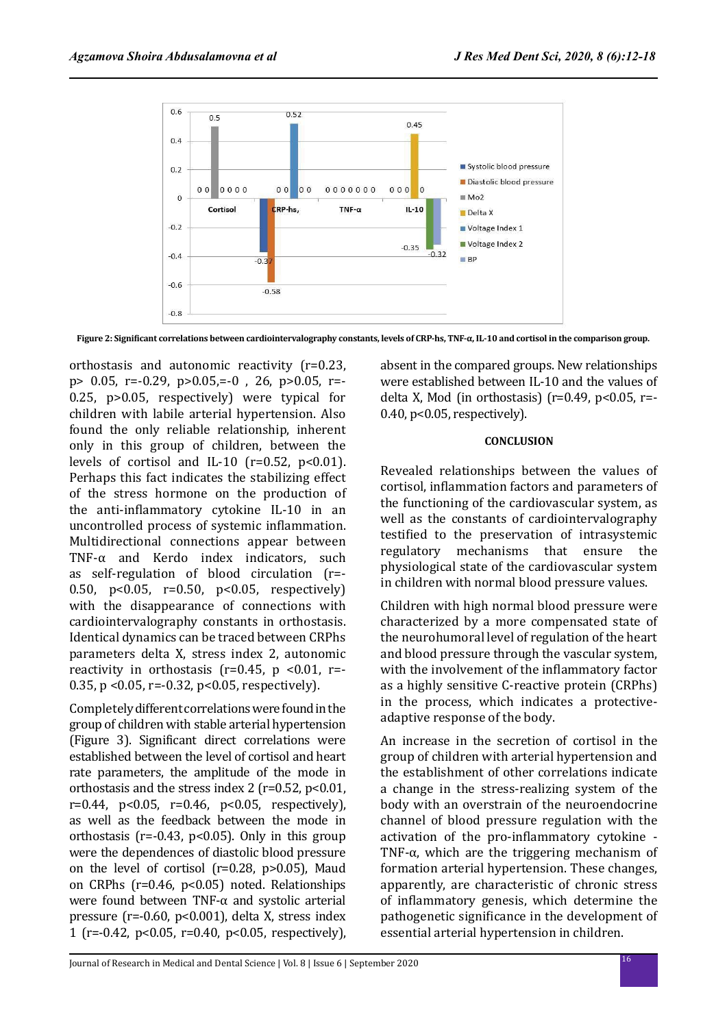Figure 2: Significant correlations between cardiointervalography constants, levels of CRP-hs, TNF-α, IL-10 and cortisol in the comparison group.

orthostasis and autonomic reactivity (r=0.23, p> 0.05, r=-0.29, p>0.05,=-0 , 26, p>0.05, r=-0.25, p>0.05, respectively) were typical for children with labile arterial hypertension. Also found the only reliable relationship, inherent only in this group of children, between the levels of cortisol and IL-10 (r=0.52, p<0.01). Perhaps this fact indicates the stabilizing effect of the stress hormone on the production of the anti-inflammatory cytokine IL-10 in an uncontrolled process of systemic inflammation. Multidirectional connections appear between TNF-α and Kerdo index indicators, such as self-regulation of blood circulation (r=-0.50, p<0.05, r=0.50, p<0.05, respectively) with the disappearance of connections with cardiointervalography constants in orthostasis. Identical dynamics can be traced between CRPhs parameters delta X, stress index 2, autonomic reactivity in orthostasis (r=0.45, p <0.01, r=-0.35, p <0.05, r=-0.32, p<0.05, respectively).

Completely different correlations were found in the group of children with stable arterial hypertension (Figure 3). Significant direct correlations were established between the level of cortisol and heart rate parameters, the amplitude of the mode in orthostasis and the stress index 2 (r=0.52, p<0.01, r=0.44, p<0.05, r=0.46, p<0.05, respectively), as well as the feedback between the mode in orthostasis (r=-0.43, p<0.05). Only in this group were the dependences of diastolic blood pressure on the level of cortisol (r=0.28, p>0.05), Maud on CRPhs (r=0.46, p<0.05) noted. Relationships were found between TNF-α and systolic arterial pressure (r=-0.60, p<0.001), delta X, stress index 1 (r=-0.42, p<0.05, r=0.40, p<0.05, respectively), absent in the compared groups. New relationships were established between IL-10 and the values of delta X, Mod (in orthostasis) (r=0.49, p<0.05, r=-0.40, p<0.05, respectively).

## CONCLUSION

Revealed relationships between the values of cortisol, inflammation factors and parameters of the functioning of the cardiovascular system, as well as the constants of cardiointervalography testified to the preservation of intrasystemic regulatory mechanisms that ensure the physiological state of the cardiovascular system in children with normal blood pressure values.

Children with high normal blood pressure were characterized by a more compensated state of the neurohumoral level of regulation of the heart and blood pressure through the vascular system, with the involvement of the inflammatory factor as a highly sensitive C-reactive protein (CRPhs) in the process, which indicates a protective-adaptive response of the body.

An increase in the secretion of cortisol in the group of children with arterial hypertension and the establishment of other correlations indicate a change in the stress-realizing system of the body with an overstrain of the neuroendocrine channel of blood pressure regulation with the activation of the pro-inflammatory cytokine - TNF-α, which are the triggering mechanism of formation arterial hypertension. These changes, apparently, are characteristic of chronic stress of inflammatory genesis, which determine the pathogenetic significance in the development of essential arterial hypertension in children.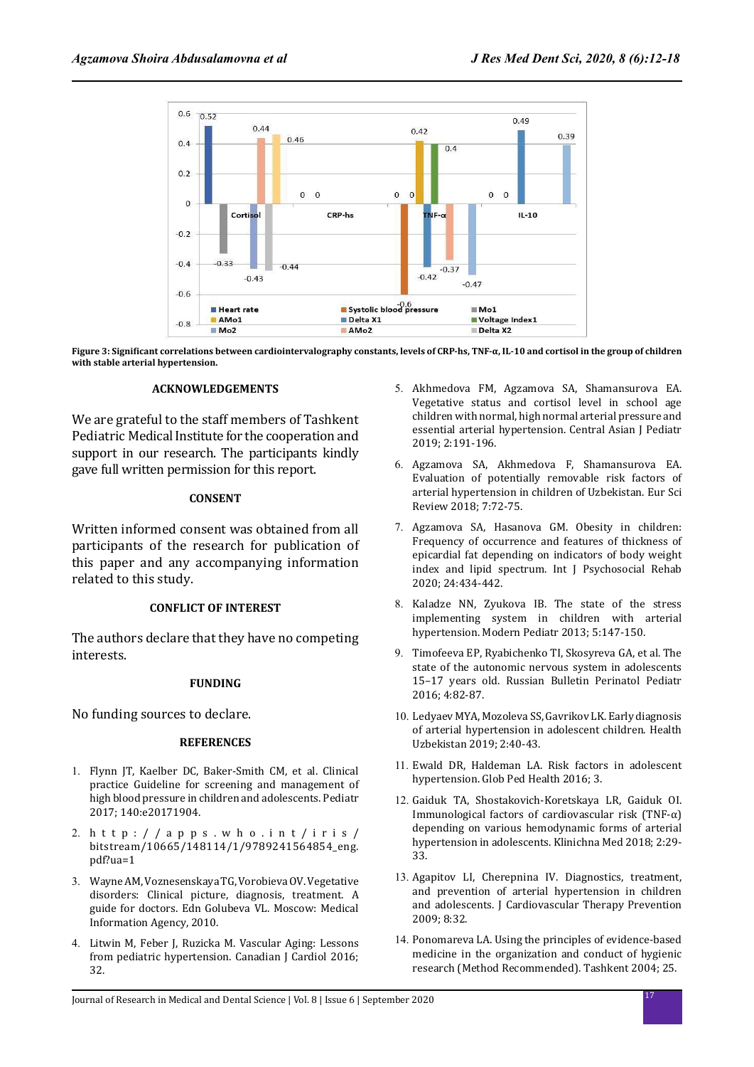**Figure 3: Significant correlations between cardiointervalography constants, levels of CRP-hs, TNF-α, IL-10 and cortisol in the group of children with stable arterial hypertension.**

### ACKNOWLEDGEMENTS

We are grateful to the staff members of Tashkent Pediatric Medical Institute for the cooperation and support in our research. The participants kindly gave full written permission for this report.

### CONSENT

Written informed consent was obtained from all participants of the research for publication of this paper and any accompanying information related to this study.

### CONFLICT OF INTEREST

The authors declare that they have no competing interests.

### FUNDING

No funding sources to declare.

### REFERENCES

1. Flynn JT, Kaelber DC, Baker-Smith CM, et al. Clinical practice Guideline for screening and management of high blood pressure in children and adolescents. Pediatr 2017; 140:e20171904.
2. https://apps.who.int/iris/bitstream/10665/148114/1/9789241564854_eng.pdf?ua=1
3. Wayne AM, Voznesenskaya TG, Vorobieva OV. Vegetative disorders: Clinical picture, diagnosis, treatment. A guide for doctors. Edn Golubeva VL. Moscow: Medical Information Agency, 2010.
4. Litwin M, Feber J, Ruzicka M. Vascular Aging: Lessons from pediatric hypertension. Canadian J Cardiol 2016; 32.
5. Akhmedova FM, Agzamova SA, Shamansurova EA. Vegetative status and cortisol level in school age children with normal, high normal arterial pressure and essential arterial hypertension. Central Asian J Pediatr 2019; 2:191-196.
6. Agzamova SA, Akhmedova F, Shamansurova EA. Evaluation of potentially removable risk factors of arterial hypertension in children of Uzbekistan. Eur Sci Review 2018; 7:72-75.
7. Agzamova SA, Hasanova GM. Obesity in children: Frequency of occurrence and features of thickness of epicardial fat depending on indicators of body weight index and lipid spectrum. Int J Psychosocial Rehab 2020; 24:434-442.
8. Kaladze NN, Zyukova IB. The state of the stress implementing system in children with arterial hypertension. Modern Pediatr 2013; 5:147-150.
9. Timofeeva EP, Ryabichenko TI, Skosyreva GA, et al. The state of the autonomic nervous system in adolescents 15–17 years old. Russian Bulletin Perinatol Pediatr 2016; 4:82-87.
10. Ledyaev MYA, Mozoleva SS, Gavrikov LK. Early diagnosis of arterial hypertension in adolescent children. Health Uzbekistan 2019; 2:40-43.
11. Ewald DR, Haldeman LA. Risk factors in adolescent hypertension. Glob Ped Health 2016; 3.
12. Gaiduk TA, Shostakovich-Koretskaya LR, Gaiduk OI. Immunological factors of cardiovascular risk (TNF-α) depending on various hemodynamic forms of arterial hypertension in adolescents. Klinichna Med 2018; 2:29-33.
13. Agapitov LI, Cherepnina IV. Diagnostics, treatment, and prevention of arterial hypertension in children and adolescents. J Cardiovascular Therapy Prevention 2009; 8:32.
14. Ponomareva LA. Using the principles of evidence-based medicine in the organization and conduct of hygienic research (Method Recommended). Tashkent 2004; 25.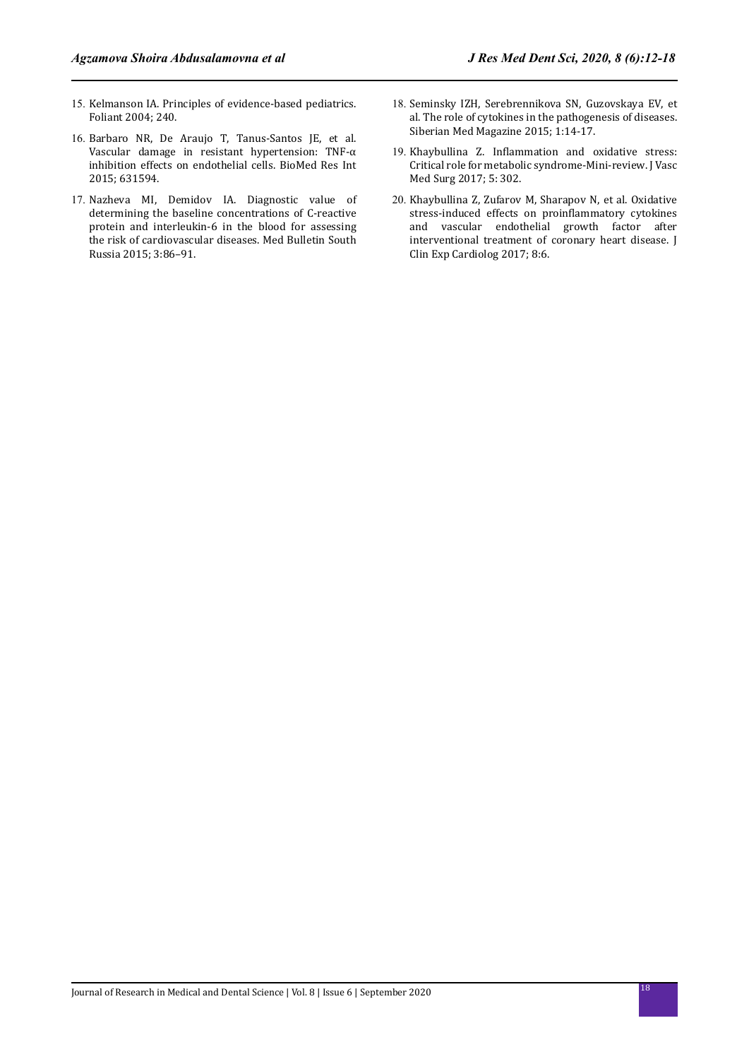15. Kelmanson IA. Principles of evidence-based pediatrics. Foliant 2004; 240.

16. Barbaro NR, De Araujo T, Tanus-Santos JE, et al. Vascular damage in resistant hypertension: TNF-α inhibition effects on endothelial cells. BioMed Res Int 2015; 631594.

17. Nazheva MI, Demidov IA. Diagnostic value of determining the baseline concentrations of C-reactive protein and interleukin-6 in the blood for assessing the risk of cardiovascular diseases. Med Bulletin South Russia 2015; 3:86–91.

18. Seminsky IZH, Serebrennikova SN, Guzovskaya EV, et al. The role of cytokines in the pathogenesis of diseases. Siberian Med Magazine 2015; 1:14-17.

19. Khaybullina Z. Inflammation and oxidative stress: Critical role for metabolic syndrome-Mini-review. J Vasc Med Surg 2017; 5: 302.

20. Khaybullina Z, Zufarov M, Sharapov N, et al. Oxidative stress-induced effects on proinflammatory cytokines and vascular endothelial growth factor after interventional treatment of coronary heart disease. J Clin Exp Cardiolog 2017; 8:6.